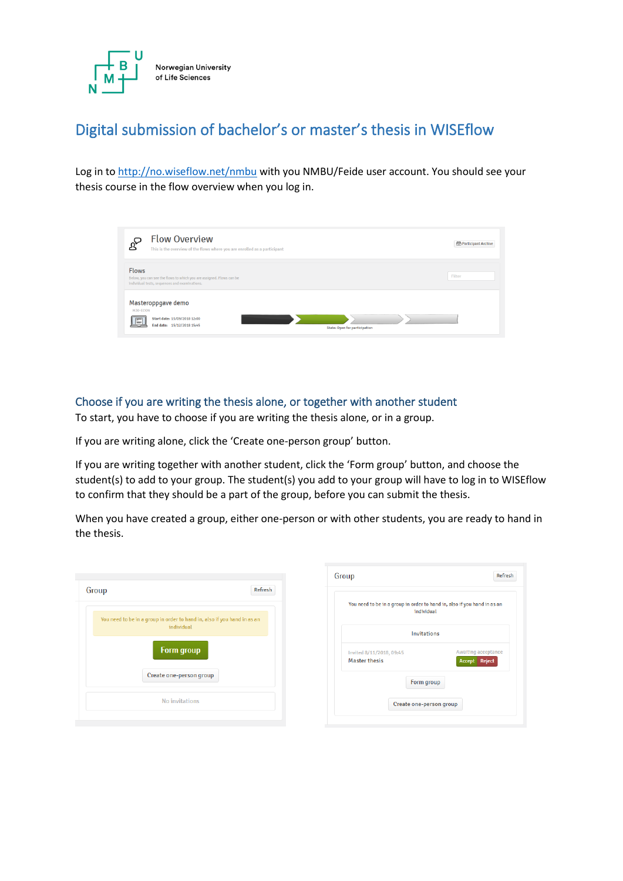Norwegian University of Life Sciences

# Digital submission of bachelor's or master's thesis in WISEflow

Log in to [http://no.wiseflow.net/nmbu](http://no.wiseflow.net/nmbu) with you NMBU/Feide user account. You should see your thesis course in the flow overview when you log in.

## Choose if you are writing the thesis alone, or together with another student

To start, you have to choose if you are writing the thesis alone, or in a group.

If you are writing alone, click the 'Create one-person group' button.

If you are writing together with another student, click the 'Form group' button, and choose the student(s) to add to your group. The student(s) you add to your group will have to log in to WISEflow to confirm that they should be a part of the group, before you can submit the thesis.

When you have created a group, either one-person or with other students, you are ready to hand in the thesis.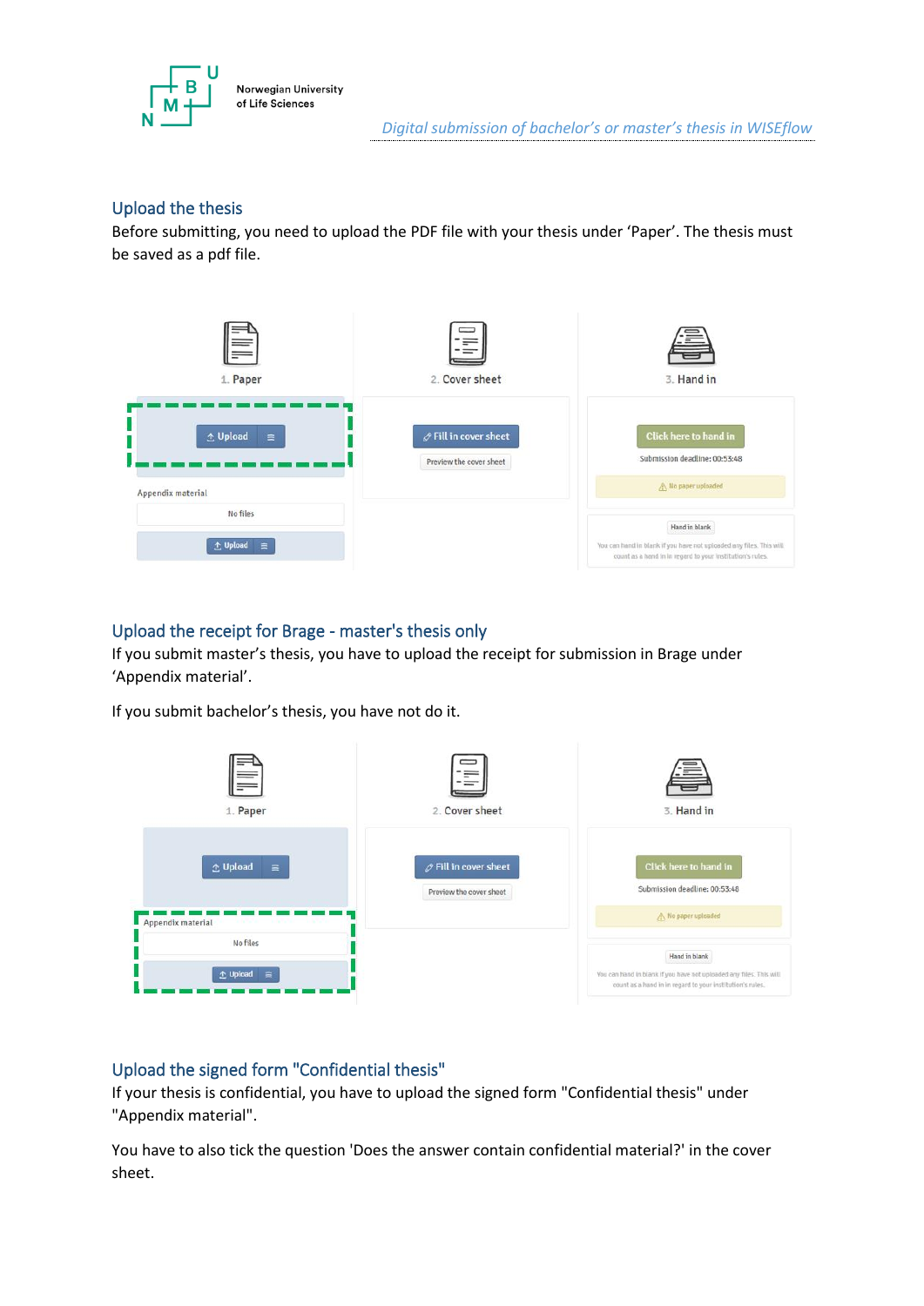## Upload the thesis

Before submitting, you need to upload the PDF file with your thesis under 'Paper'. The thesis must be saved as a pdf file.

## Upload the receipt for Brage - master's thesis only

If you submit master's thesis, you have to upload the receipt for submission in Brage under 'Appendix material'.

If you submit bachelor's thesis, you have not do it.

## Upload the signed form "Confidential thesis"

If your thesis is confidential, you have to upload the signed form "Confidential thesis" under "Appendix material".

You have to also tick the question 'Does the answer contain confidential material?' in the cover sheet.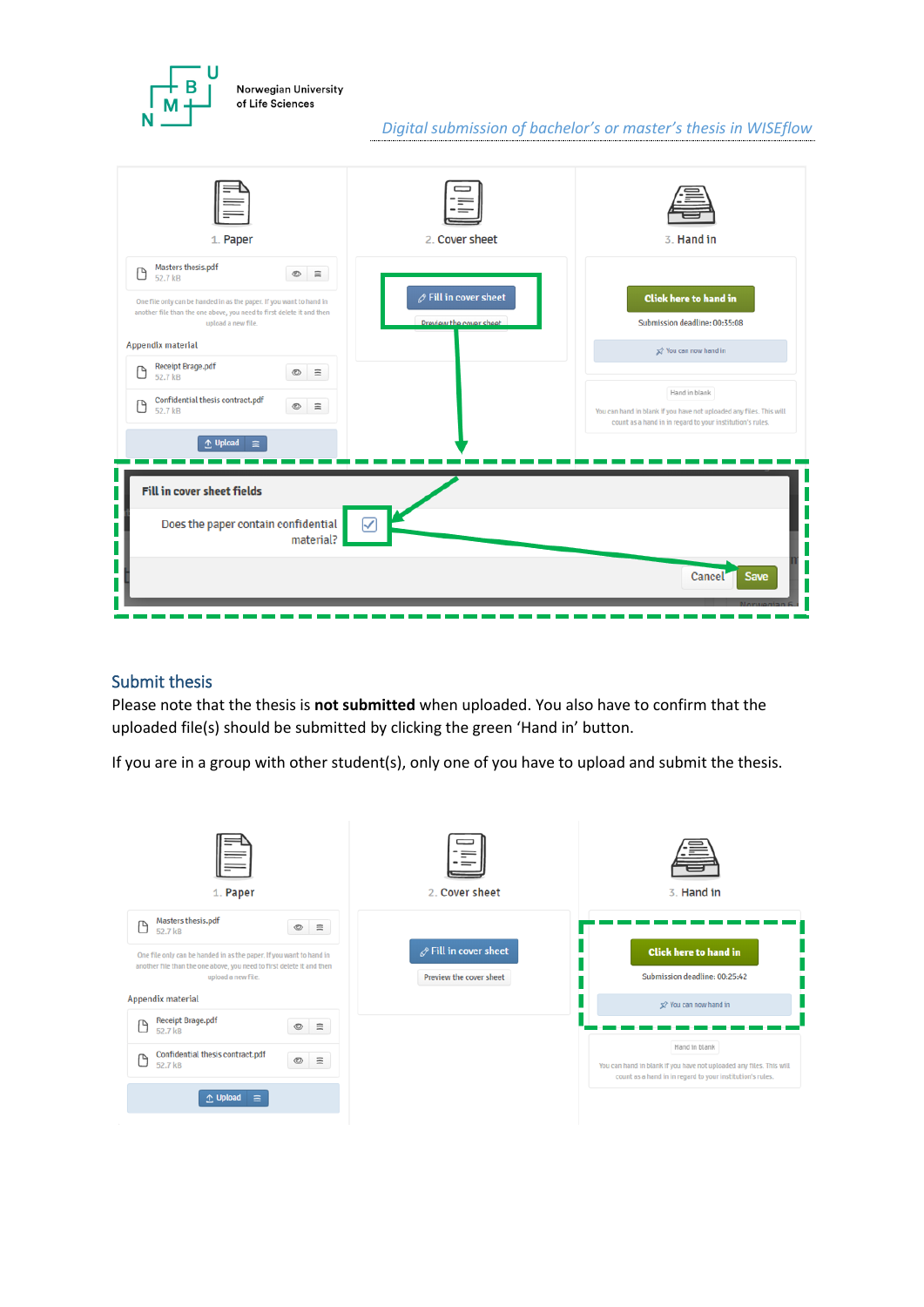## Submit thesis

Please note that the thesis is **not submitted** when uploaded. You also have to confirm that the uploaded file(s) should be submitted by clicking the green 'Hand in' button.

If you are in a group with other student(s), only one of you have to upload and submit the thesis.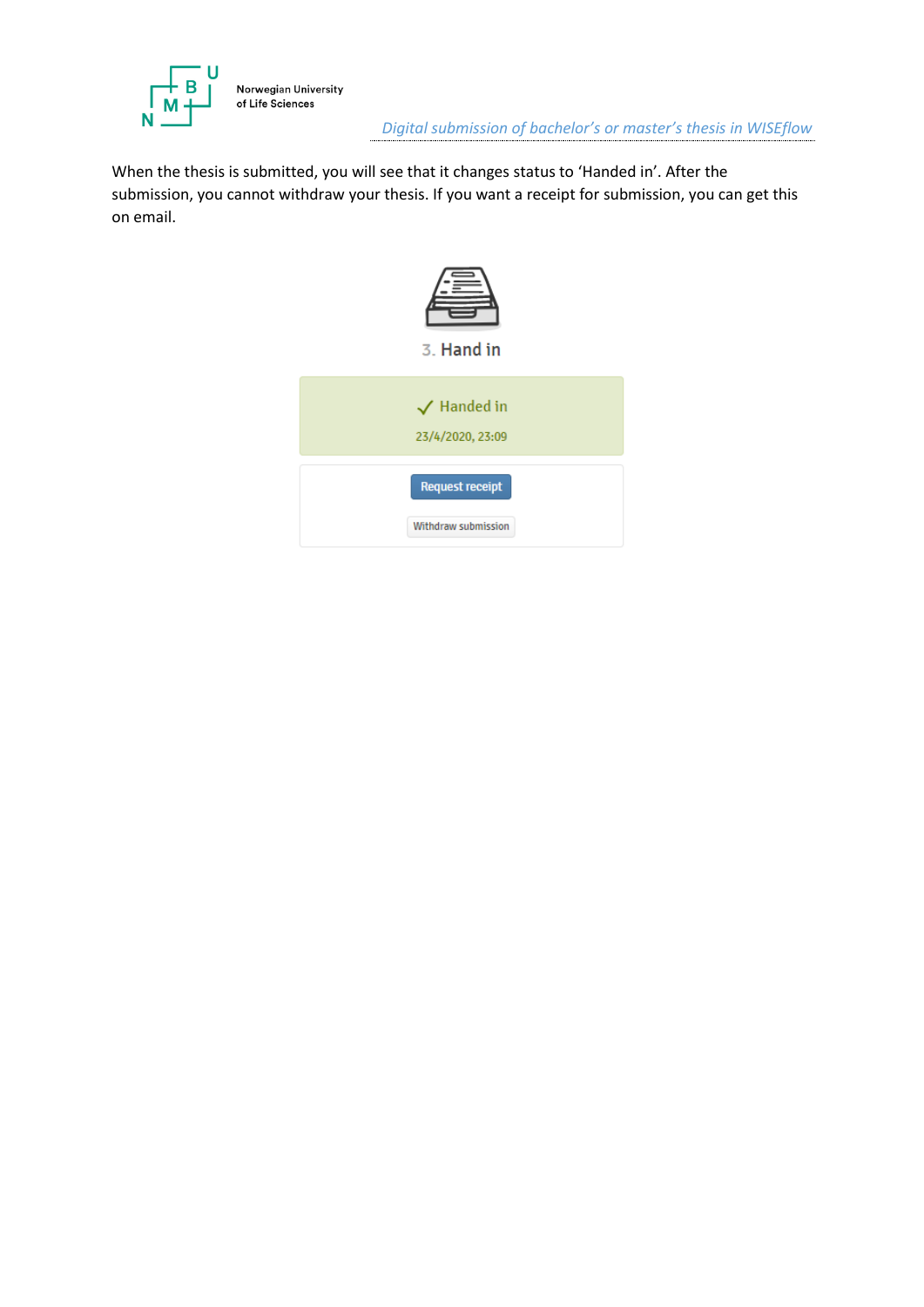When the thesis is submitted, you will see that it changes status to 'Handed in'. After the submission, you cannot withdraw your thesis. If you want a receipt for submission, you can get this on email.

3. Hand in

Handed in

23/4/2020, 23:09

Request receipt

Withdraw submission